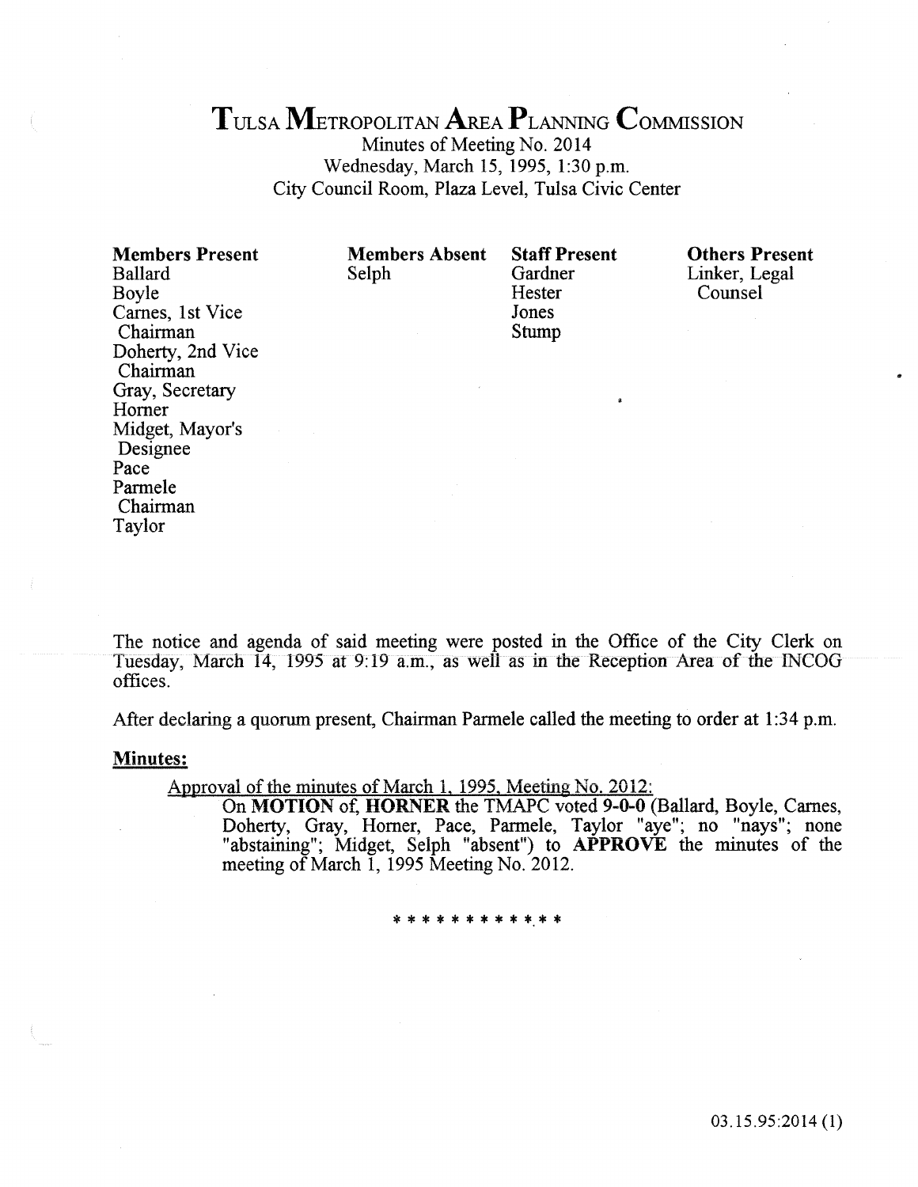# TULSA METROPOLITAN AREA PLANNING COMMISSION

Minutes of Meeting No. 2014
Wednesday, March 15, 1995, 1:30 p.m.
City Council Room, Plaza Level, Tulsa Civic Center

| Members Present | Members Absent | Staff Present | Others Present |
|---|---|---|---|
| Ballard | Selph | Gardner | Linker, Legal Counsel |
| Boyle | | Hester | |
| Carnes, 1st Vice Chairman | | Jones | |
| Doherty, 2nd Vice Chairman | | Stump | |
| Gray, Secretary | | | |
| Horner | | | |
| Midget, Mayor's Designee | | | |
| Pace | | | |
| Parmele Chairman | | | |
| Taylor | | | |

The notice and agenda of said meeting were posted in the Office of the City Clerk on Tuesday, March 14, 1995 at 9:19 a.m., as well as in the Reception Area of the INCOG offices.

After declaring a quorum present, Chairman Parmele called the meeting to order at 1:34 p.m.

**Minutes:**

Approval of the minutes of March 1, 1995, Meeting No. 2012:

On **MOTION** of, **HORNER** the TMAPC voted **9-0-0** (Ballard, Boyle, Carnes, Doherty, Gray, Horner, Pace, Parmele, Taylor "aye"; no "nays"; none "abstaining"; Midget, Selph "absent") to **APPROVE** the minutes of the meeting of March 1, 1995 Meeting No. 2012.

* * * * * * * * * * * *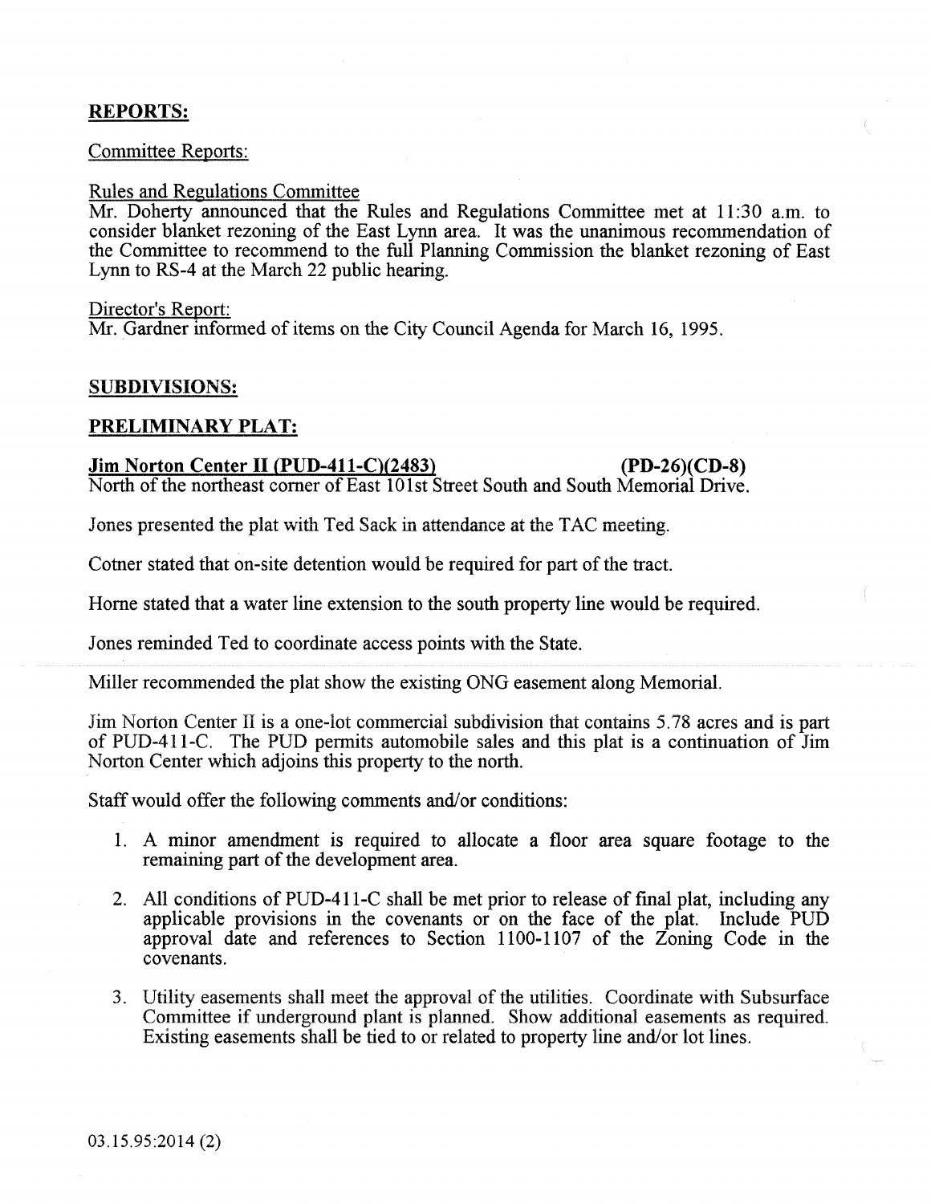## REPORTS:

Committee Reports:

Rules and Regulations Committee

Mr. Doherty announced that the Rules and Regulations Committee met at 11:30 a.m. to consider blanket rezoning of the East Lynn area. It was the unanimous recommendation of the Committee to recommend to the full Planning Commission the blanket rezoning of East Lynn to RS-4 at the March 22 public hearing.

Director's Report:

Mr. Gardner informed of items on the City Council Agenda for March 16, 1995.

## SUBDIVISIONS:

## PRELIMINARY PLAT:

**Jim Norton Center II (PUD-411-C)(2483) (PD-26)(CD-8)**

North of the northeast corner of East 101st Street South and South Memorial Drive.

Jones presented the plat with Ted Sack in attendance at the TAC meeting.

Cotner stated that on-site detention would be required for part of the tract.

Horne stated that a water line extension to the south property line would be required.

Jones reminded Ted to coordinate access points with the State.

Miller recommended the plat show the existing ONG easement along Memorial.

Jim Norton Center II is a one-lot commercial subdivision that contains 5.78 acres and is part of PUD-411-C. The PUD permits automobile sales and this plat is a continuation of Jim Norton Center which adjoins this property to the north.

Staff would offer the following comments and/or conditions:

1. A minor amendment is required to allocate a floor area square footage to the remaining part of the development area.
2. All conditions of PUD-411-C shall be met prior to release of final plat, including any applicable provisions in the covenants or on the face of the plat. Include PUD approval date and references to Section 1100-1107 of the Zoning Code in the covenants.
3. Utility easements shall meet the approval of the utilities. Coordinate with Subsurface Committee if underground plant is planned. Show additional easements as required. Existing easements shall be tied to or related to property line and/or lot lines.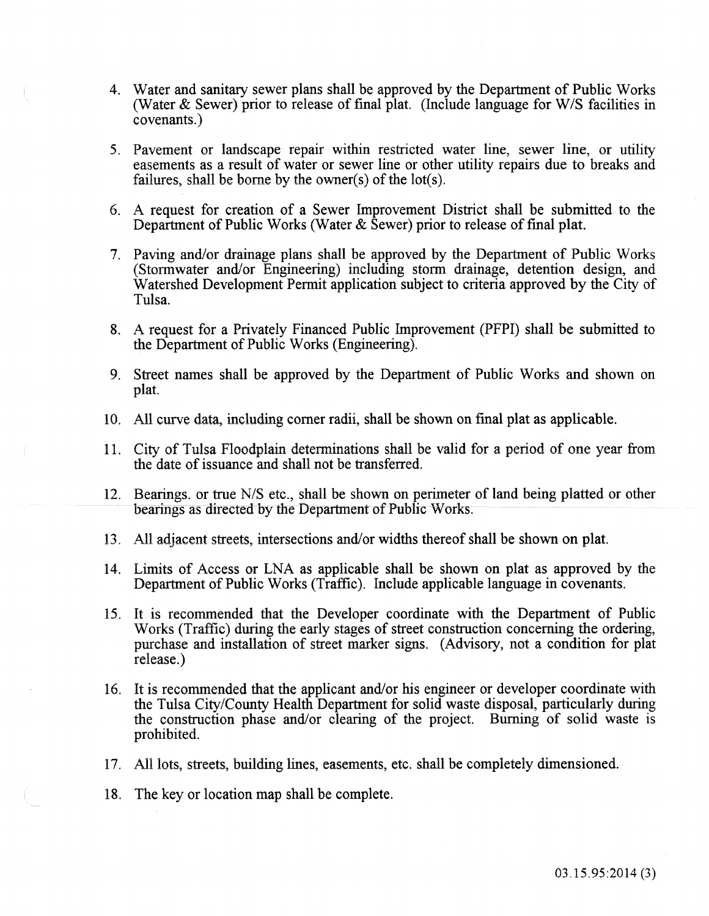4. Water and sanitary sewer plans shall be approved by the Department of Public Works (Water & Sewer) prior to release of final plat. (Include language for W/S facilities in covenants.)

5. Pavement or landscape repair within restricted water line, sewer line, or utility easements as a result of water or sewer line or other utility repairs due to breaks and failures, shall be borne by the owner(s) of the lot(s).

6. A request for creation of a Sewer Improvement District shall be submitted to the Department of Public Works (Water & Sewer) prior to release of final plat.

7. Paving and/or drainage plans shall be approved by the Department of Public Works (Stormwater and/or Engineering) including storm drainage, detention design, and Watershed Development Permit application subject to criteria approved by the City of Tulsa.

8. A request for a Privately Financed Public Improvement (PFPI) shall be submitted to the Department of Public Works (Engineering).

9. Street names shall be approved by the Department of Public Works and shown on plat.

10. All curve data, including corner radii, shall be shown on final plat as applicable.

11. City of Tulsa Floodplain determinations shall be valid for a period of one year from the date of issuance and shall not be transferred.

12. Bearings. or true N/S etc., shall be shown on perimeter of land being platted or other bearings as directed by the Department of Public Works.

13. All adjacent streets, intersections and/or widths thereof shall be shown on plat.

14. Limits of Access or LNA as applicable shall be shown on plat as approved by the Department of Public Works (Traffic). Include applicable language in covenants.

15. It is recommended that the Developer coordinate with the Department of Public Works (Traffic) during the early stages of street construction concerning the ordering, purchase and installation of street marker signs. (Advisory, not a condition for plat release.)

16. It is recommended that the applicant and/or his engineer or developer coordinate with the Tulsa City/County Health Department for solid waste disposal, particularly during the construction phase and/or clearing of the project. Burning of solid waste is prohibited.

17. All lots, streets, building lines, easements, etc. shall be completely dimensioned.

18. The key or location map shall be complete.

03.15.95:2014 (3)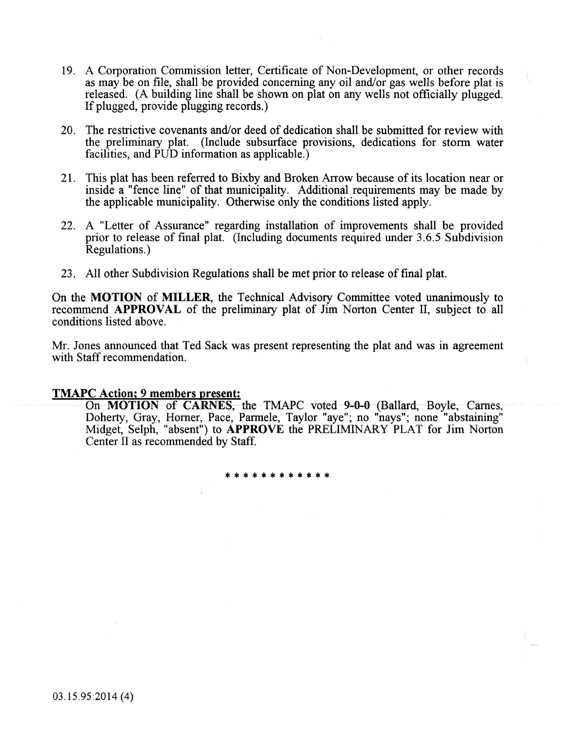19. A Corporation Commission letter, Certificate of Non-Development, or other records as may be on file, shall be provided concerning any oil and/or gas wells before plat is released. (A building line shall be shown on plat on any wells not officially plugged. If plugged, provide plugging records.)

20. The restrictive covenants and/or deed of dedication shall be submitted for review with the preliminary plat. (Include subsurface provisions, dedications for storm water facilities, and PUD information as applicable.)

21. This plat has been referred to Bixby and Broken Arrow because of its location near or inside a "fence line" of that municipality. Additional requirements may be made by the applicable municipality. Otherwise only the conditions listed apply.

22. A "Letter of Assurance" regarding installation of improvements shall be provided prior to release of final plat. (Including documents required under 3.6.5 Subdivision Regulations.)

23. All other Subdivision Regulations shall be met prior to release of final plat.

On the **MOTION** of **MILLER**, the Technical Advisory Committee voted unanimously to recommend **APPROVAL** of the preliminary plat of Jim Norton Center II, subject to all conditions listed above.

Mr. Jones announced that Ted Sack was present representing the plat and was in agreement with Staff recommendation.

**TMAPC Action; 9 members present:**

On **MOTION** of **CARNES**, the TMAPC voted **9-0-0** (Ballard, Boyle, Carnes, Doherty, Gray, Horner, Pace, Parmele, Taylor "aye"; no "nays"; none "abstaining" Midget, Selph, "absent") to **APPROVE** the PRELIMINARY PLAT for Jim Norton Center II as recommended by Staff.

\* \* \* \* \* \* \* \* \* \* \* \*

03.15.95:2014 (4)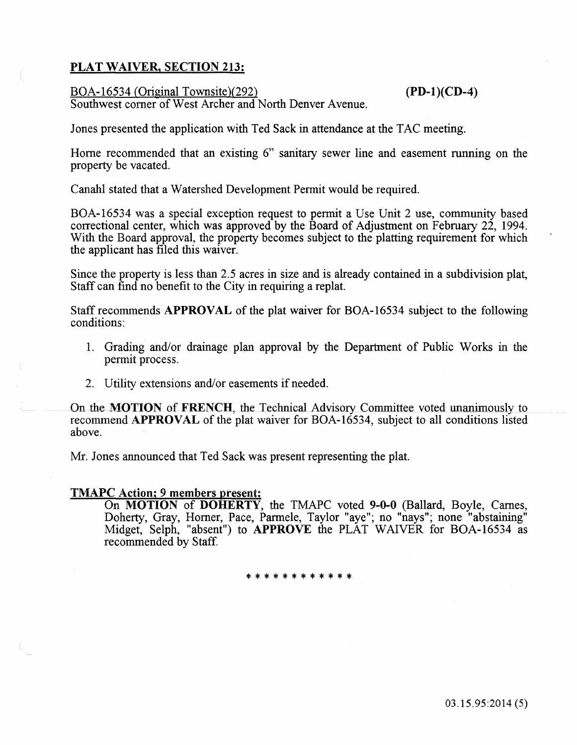## PLAT WAIVER, SECTION 213:

BOA-16534 (Original Townsite)(292) **(PD-1)(CD-4)**
Southwest corner of West Archer and North Denver Avenue.

Jones presented the application with Ted Sack in attendance at the TAC meeting.

Horne recommended that an existing 6" sanitary sewer line and easement running on the property be vacated.

Canahl stated that a Watershed Development Permit would be required.

BOA-16534 was a special exception request to permit a Use Unit 2 use, community based correctional center, which was approved by the Board of Adjustment on February 22, 1994. With the Board approval, the property becomes subject to the platting requirement for which the applicant has filed this waiver.

Since the property is less than 2.5 acres in size and is already contained in a subdivision plat, Staff can find no benefit to the City in requiring a replat.

Staff recommends **APPROVAL** of the plat waiver for BOA-16534 subject to the following conditions:

1. Grading and/or drainage plan approval by the Department of Public Works in the permit process.
2. Utility extensions and/or easements if needed.

On the **MOTION** of **FRENCH**, the Technical Advisory Committee voted unanimously to recommend **APPROVAL** of the plat waiver for BOA-16534, subject to all conditions listed above.

Mr. Jones announced that Ted Sack was present representing the plat.

**TMAPC Action; 9 members present:**

On **MOTION** of **DOHERTY**, the TMAPC voted **9-0-0** (Ballard, Boyle, Carnes, Doherty, Gray, Horner, Pace, Parmele, Taylor "aye"; no "nays"; none "abstaining" Midget, Selph, "absent") to **APPROVE** the PLAT WAIVER for BOA-16534 as recommended by Staff.

* * * * * * * * * * * *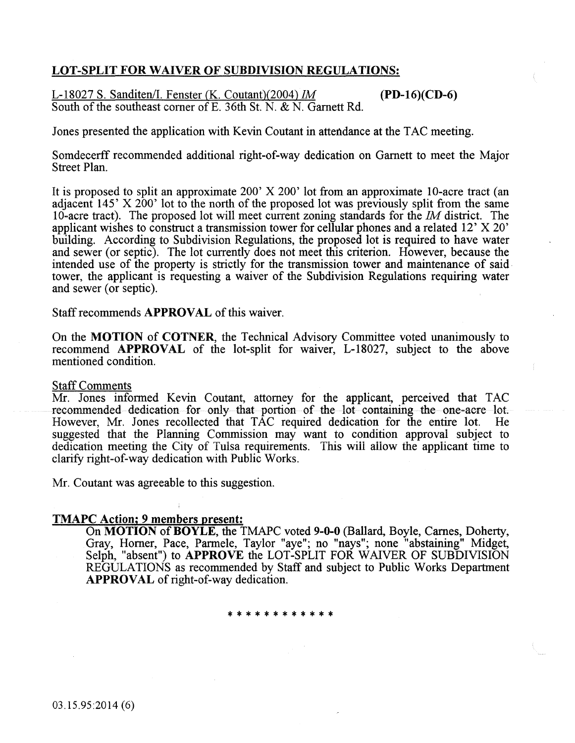## LOT-SPLIT FOR WAIVER OF SUBDIVISION REGULATIONS:

L-18027 S. Sanditen/I. Fenster (K. Coutant)(2004) *IM* **(PD-16)(CD-6)**
South of the southeast corner of E. 36th St. N. & N. Garnett Rd.

Jones presented the application with Kevin Coutant in attendance at the TAC meeting.

Somdecerff recommended additional right-of-way dedication on Garnett to meet the Major Street Plan.

It is proposed to split an approximate 200' X 200' lot from an approximate 10-acre tract (an adjacent 145' X 200' lot to the north of the proposed lot was previously split from the same 10-acre tract). The proposed lot will meet current zoning standards for the *IM* district. The applicant wishes to construct a transmission tower for cellular phones and a related 12' X 20' building. According to Subdivision Regulations, the proposed lot is required to have water and sewer (or septic). The lot currently does not meet this criterion. However, because the intended use of the property is strictly for the transmission tower and maintenance of said tower, the applicant is requesting a waiver of the Subdivision Regulations requiring water and sewer (or septic).

Staff recommends **APPROVAL** of this waiver.

On the **MOTION** of **COTNER**, the Technical Advisory Committee voted unanimously to recommend **APPROVAL** of the lot-split for waiver, L-18027, subject to the above mentioned condition.

Staff Comments
Mr. Jones informed Kevin Coutant, attorney for the applicant, perceived that TAC recommended dedication for only that portion of the lot containing the one-acre lot. However, Mr. Jones recollected that TAC required dedication for the entire lot. He suggested that the Planning Commission may want to condition approval subject to dedication meeting the City of Tulsa requirements. This will allow the applicant time to clarify right-of-way dedication with Public Works.

Mr. Coutant was agreeable to this suggestion.

**TMAPC Action; 9 members present:**

On **MOTION** of **BOYLE**, the TMAPC voted **9-0-0** (Ballard, Boyle, Carnes, Doherty, Gray, Horner, Pace, Parmele, Taylor "aye"; no "nays"; none "abstaining" Midget, Selph, "absent") to **APPROVE** the LOT-SPLIT FOR WAIVER OF SUBDIVISION REGULATIONS as recommended by Staff and subject to Public Works Department **APPROVAL** of right-of-way dedication.

* * * * * * * * * * * *

03.15.95:2014 (6)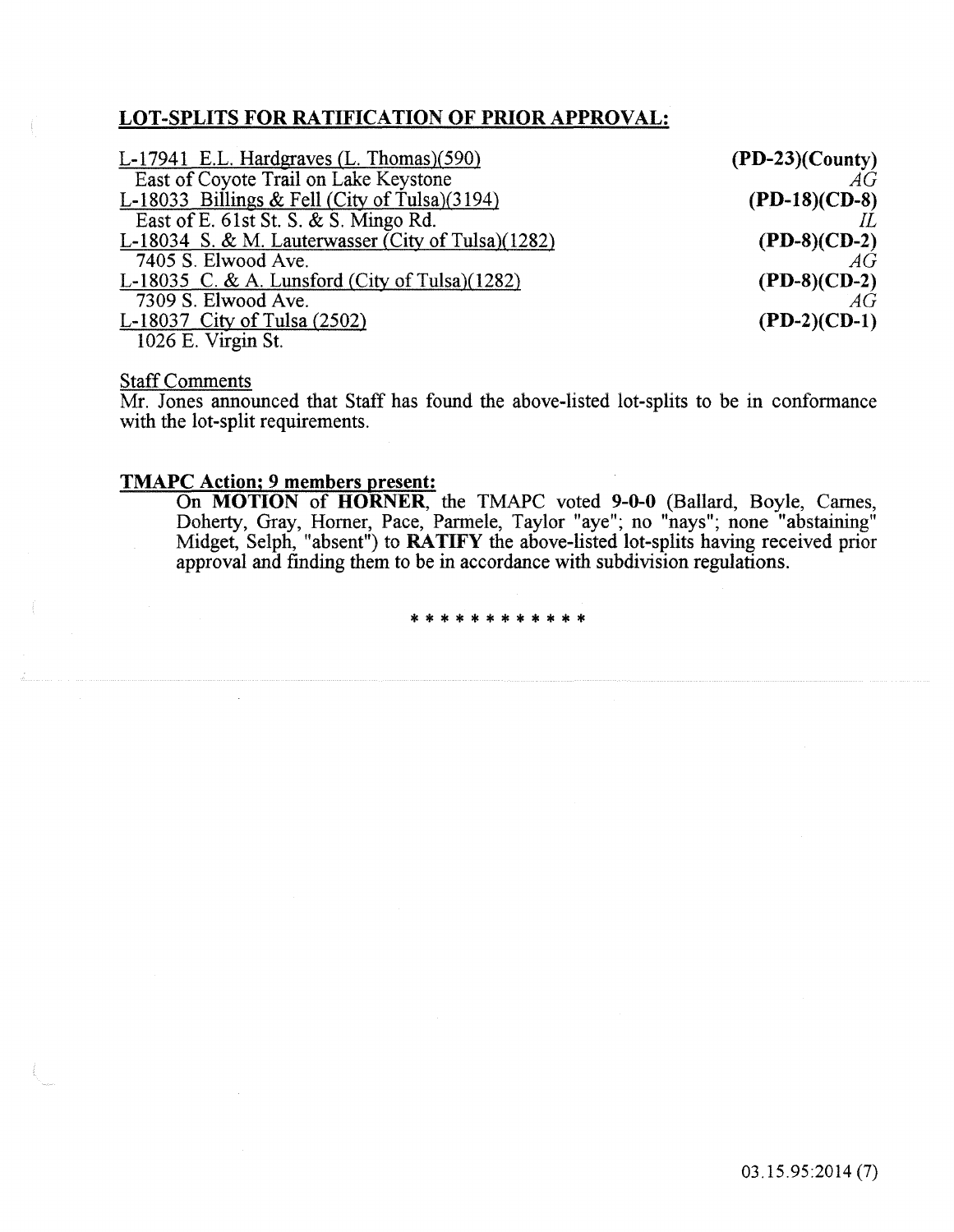## LOT-SPLITS FOR RATIFICATION OF PRIOR APPROVAL:

L-17941 E.L. Hardgraves (L. Thomas)(590) **(PD-23)(County)**
East of Coyote Trail on Lake Keystone *AG*

L-18033 Billings & Fell (City of Tulsa)(3194) **(PD-18)(CD-8)**
East of E. 61st St. S. & S. Mingo Rd. *IL*

L-18034 S. & M. Lauterwasser (City of Tulsa)(1282) **(PD-8)(CD-2)**
7405 S. Elwood Ave. *AG*

L-18035 C. & A. Lunsford (City of Tulsa)(1282) **(PD-8)(CD-2)**
7309 S. Elwood Ave. *AG*

L-18037 City of Tulsa (2502) **(PD-2)(CD-1)**
1026 E. Virgin St.

Staff Comments

Mr. Jones announced that Staff has found the above-listed lot-splits to be in conformance with the lot-split requirements.

**TMAPC Action; 9 members present:**

On **MOTION** of **HORNER**, the TMAPC voted **9-0-0** (Ballard, Boyle, Carnes, Doherty, Gray, Horner, Pace, Parmele, Taylor "aye"; no "nays"; none "abstaining" Midget, Selph, "absent") to **RATIFY** the above-listed lot-splits having received prior approval and finding them to be in accordance with subdivision regulations.

* * * * * * * * * * * *

03.15.95:2014 (7)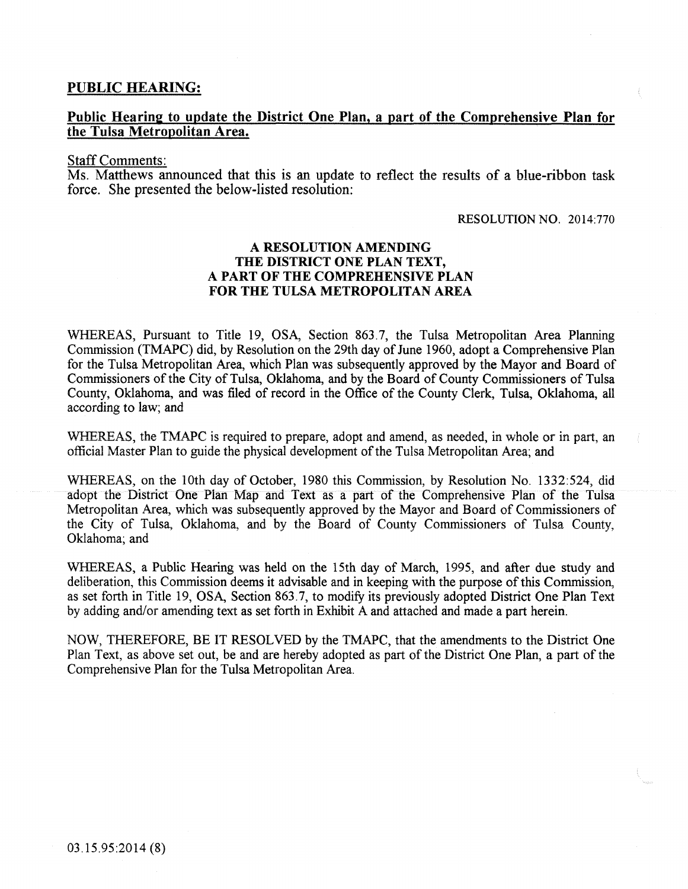## PUBLIC HEARING:

### Public Hearing to update the District One Plan, a part of the Comprehensive Plan for the Tulsa Metropolitan Area.

Staff Comments:

Ms. Matthews announced that this is an update to reflect the results of a blue-ribbon task force. She presented the below-listed resolution:

RESOLUTION NO. 2014:770

**A RESOLUTION AMENDING THE DISTRICT ONE PLAN TEXT, A PART OF THE COMPREHENSIVE PLAN FOR THE TULSA METROPOLITAN AREA**

WHEREAS, Pursuant to Title 19, OSA, Section 863.7, the Tulsa Metropolitan Area Planning Commission (TMAPC) did, by Resolution on the 29th day of June 1960, adopt a Comprehensive Plan for the Tulsa Metropolitan Area, which Plan was subsequently approved by the Mayor and Board of Commissioners of the City of Tulsa, Oklahoma, and by the Board of County Commissioners of Tulsa County, Oklahoma, and was filed of record in the Office of the County Clerk, Tulsa, Oklahoma, all according to law; and

WHEREAS, the TMAPC is required to prepare, adopt and amend, as needed, in whole or in part, an official Master Plan to guide the physical development of the Tulsa Metropolitan Area; and

WHEREAS, on the 10th day of October, 1980 this Commission, by Resolution No. 1332:524, did adopt the District One Plan Map and Text as a part of the Comprehensive Plan of the Tulsa Metropolitan Area, which was subsequently approved by the Mayor and Board of Commissioners of the City of Tulsa, Oklahoma, and by the Board of County Commissioners of Tulsa County, Oklahoma; and

WHEREAS, a Public Hearing was held on the 15th day of March, 1995, and after due study and deliberation, this Commission deems it advisable and in keeping with the purpose of this Commission, as set forth in Title 19, OSA, Section 863.7, to modify its previously adopted District One Plan Text by adding and/or amending text as set forth in Exhibit A and attached and made a part herein.

NOW, THEREFORE, BE IT RESOLVED by the TMAPC, that the amendments to the District One Plan Text, as above set out, be and are hereby adopted as part of the District One Plan, a part of the Comprehensive Plan for the Tulsa Metropolitan Area.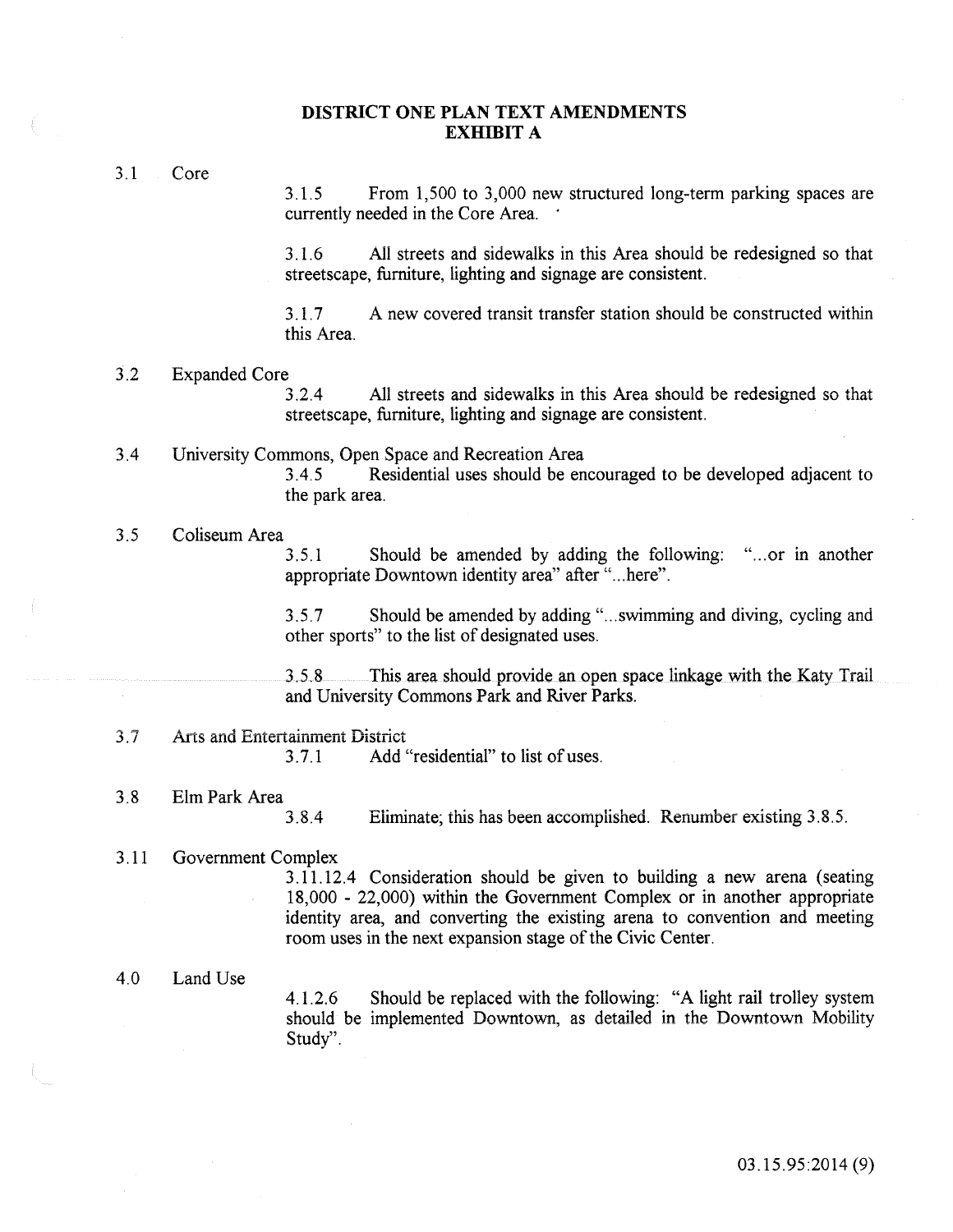# DISTRICT ONE PLAN TEXT AMENDMENTS
## EXHIBIT A

3.1 Core

3.1.5 From 1,500 to 3,000 new structured long-term parking spaces are currently needed in the Core Area.

3.1.6 All streets and sidewalks in this Area should be redesigned so that streetscape, furniture, lighting and signage are consistent.

3.1.7 A new covered transit transfer station should be constructed within this Area.

3.2 Expanded Core

3.2.4 All streets and sidewalks in this Area should be redesigned so that streetscape, furniture, lighting and signage are consistent.

3.4 University Commons, Open Space and Recreation Area

3.4.5 Residential uses should be encouraged to be developed adjacent to the park area.

3.5 Coliseum Area

3.5.1 Should be amended by adding the following: "...or in another appropriate Downtown identity area" after "...here".

3.5.7 Should be amended by adding "...swimming and diving, cycling and other sports" to the list of designated uses.

3.5.8 This area should provide an open space linkage with the Katy Trail and University Commons Park and River Parks.

3.7 Arts and Entertainment District

3.7.1 Add "residential" to list of uses.

3.8 Elm Park Area

3.8.4 Eliminate; this has been accomplished. Renumber existing 3.8.5.

3.11 Government Complex

3.11.12.4 Consideration should be given to building a new arena (seating 18,000 - 22,000) within the Government Complex or in another appropriate identity area, and converting the existing arena to convention and meeting room uses in the next expansion stage of the Civic Center.

4.0 Land Use

4.1.2.6 Should be replaced with the following: "A light rail trolley system should be implemented Downtown, as detailed in the Downtown Mobility Study".

03.15.95:2014 (9)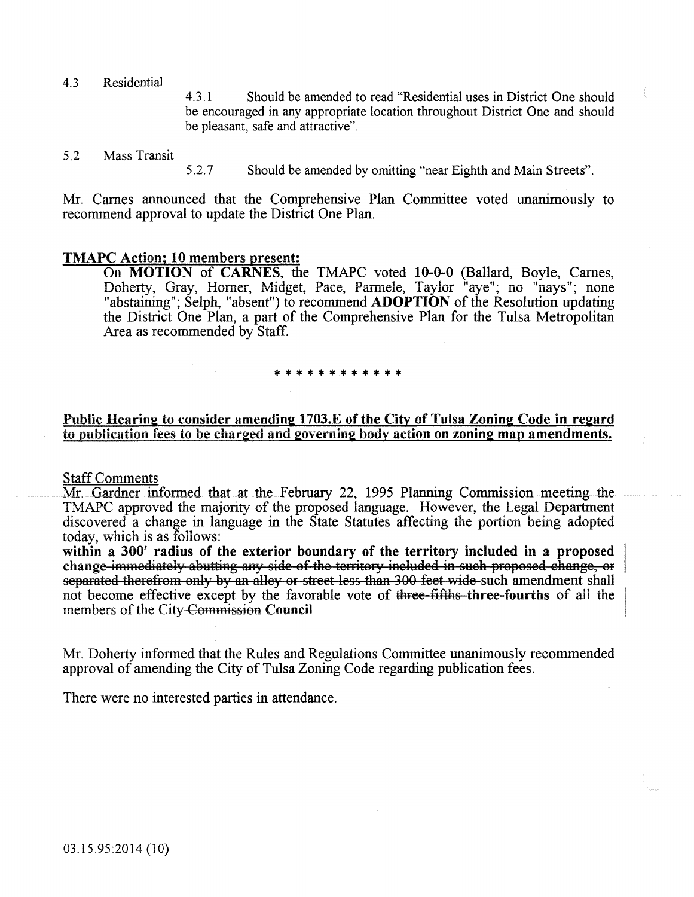4.3 Residential

4.3.1 Should be amended to read "Residential uses in District One should be encouraged in any appropriate location throughout District One and should be pleasant, safe and attractive".

5.2 Mass Transit

5.2.7 Should be amended by omitting "near Eighth and Main Streets".

Mr. Carnes announced that the Comprehensive Plan Committee voted unanimously to recommend approval to update the District One Plan.

**TMAPC Action; 10 members present:**

On **MOTION** of **CARNES**, the TMAPC voted **10-0-0** (Ballard, Boyle, Carnes, Doherty, Gray, Horner, Midget, Pace, Parmele, Taylor "aye"; no "nays"; none "abstaining"; Selph, "absent") to recommend **ADOPTION** of the Resolution updating the District One Plan, a part of the Comprehensive Plan for the Tulsa Metropolitan Area as recommended by Staff.

\* \* \* \* \* \* \* \* \* \* \* \*

**Public Hearing to consider amending 1703.E of the City of Tulsa Zoning Code in regard to publication fees to be charged and governing body action on zoning map amendments.**

Staff Comments

Mr. Gardner informed that at the February 22, 1995 Planning Commission meeting the TMAPC approved the majority of the proposed language. However, the Legal Department discovered a change in language in the State Statutes affecting the portion being adopted today, which is as follows:

**within a 300' radius of the exterior boundary of the territory included in a proposed change** ~~immediately abutting any side of the territory included in such proposed change, or separated therefrom only by an alley or street less than 300 feet wide~~ such amendment shall not become effective except by the favorable vote of ~~three-fifths~~ **three-fourths** of all the members of the City ~~Commission~~ **Council**

Mr. Doherty informed that the Rules and Regulations Committee unanimously recommended approval of amending the City of Tulsa Zoning Code regarding publication fees.

There were no interested parties in attendance.

03.15.95:2014 (10)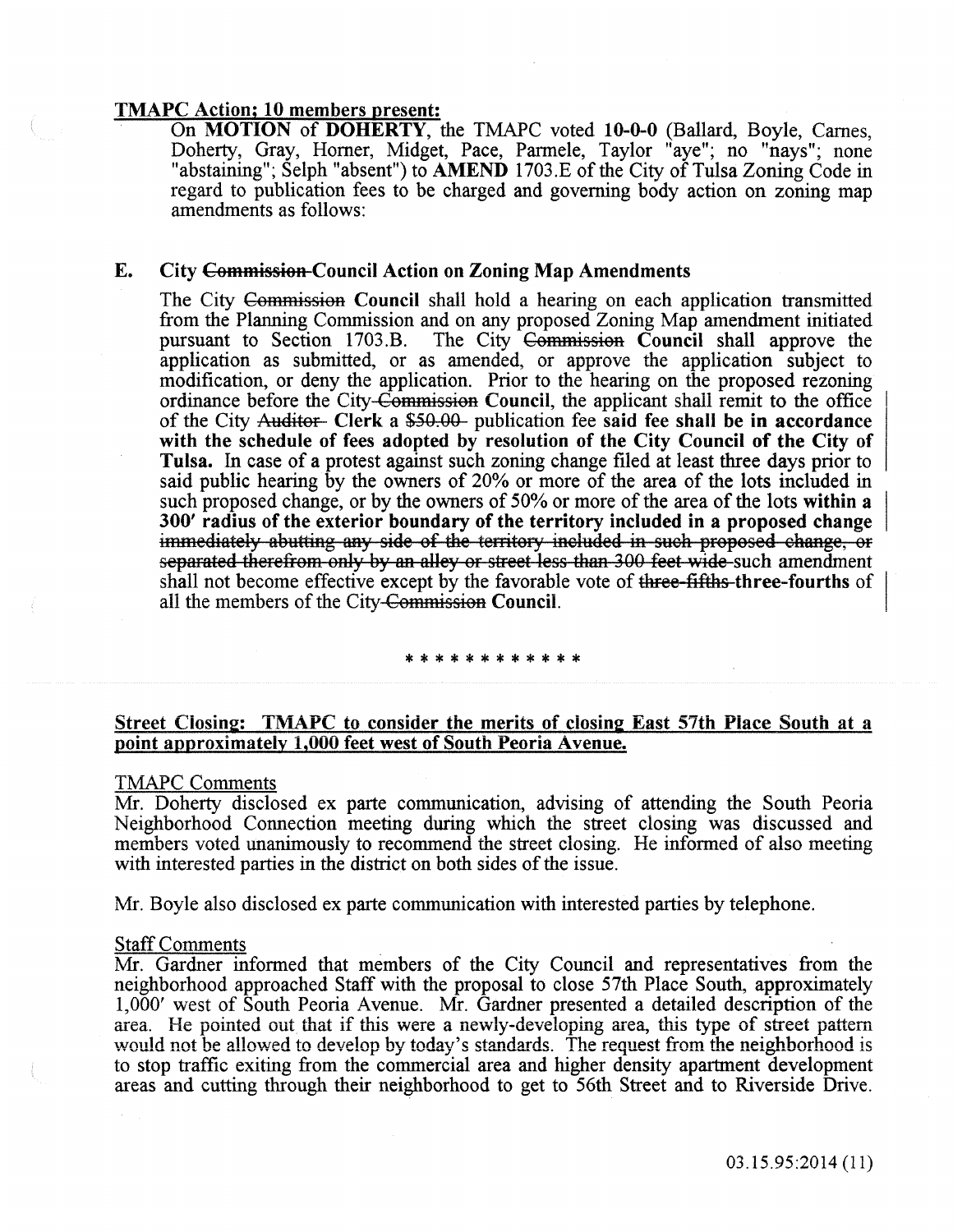**TMAPC Action; 10 members present:**

On **MOTION** of **DOHERTY**, the TMAPC voted **10-0-0** (Ballard, Boyle, Carnes, Doherty, Gray, Horner, Midget, Pace, Parmele, Taylor "aye"; no "nays"; none "abstaining"; Selph "absent") to **AMEND** 1703.E of the City of Tulsa Zoning Code in regard to publication fees to be charged and governing body action on zoning map amendments as follows:

**E. City ~~Commission~~ Council Action on Zoning Map Amendments**

The City ~~Commission~~ **Council** shall hold a hearing on each application transmitted from the Planning Commission and on any proposed Zoning Map amendment initiated pursuant to Section 1703.B. The City ~~Commission~~ **Council** shall approve the application as submitted, or as amended, or approve the application subject to modification, or deny the application. Prior to the hearing on the proposed rezoning ordinance before the City ~~Commission~~ **Council**, the applicant shall remit to the office of the City ~~Auditor~~ **Clerk** a ~~$50.00~~ publication fee **said fee shall be in accordance with the schedule of fees adopted by resolution of the City Council of the City of Tulsa.** In case of a protest against such zoning change filed at least three days prior to said public hearing by the owners of 20% or more of the area of the lots included in such proposed change, or by the owners of 50% or more of the area of the lots **within a 300′ radius of the exterior boundary of the territory included in a proposed change** ~~immediately abutting any side of the territory included in such proposed change, or separated therefrom only by an alley or street less than 300 feet wide~~ such amendment shall not become effective except by the favorable vote of ~~three-fifths~~ **three-fourths** of all the members of the City ~~Commission~~ **Council**.

\* \* \* \* \* \* \* \* \* \* \* \*

**Street Closing: TMAPC to consider the merits of closing East 57th Place South at a point approximately 1,000 feet west of South Peoria Avenue.**

TMAPC Comments

Mr. Doherty disclosed ex parte communication, advising of attending the South Peoria Neighborhood Connection meeting during which the street closing was discussed and members voted unanimously to recommend the street closing. He informed of also meeting with interested parties in the district on both sides of the issue.

Mr. Boyle also disclosed ex parte communication with interested parties by telephone.

Staff Comments

Mr. Gardner informed that members of the City Council and representatives from the neighborhood approached Staff with the proposal to close 57th Place South, approximately 1,000′ west of South Peoria Avenue. Mr. Gardner presented a detailed description of the area. He pointed out that if this were a newly-developing area, this type of street pattern would not be allowed to develop by today's standards. The request from the neighborhood is to stop traffic exiting from the commercial area and higher density apartment development areas and cutting through their neighborhood to get to 56th Street and to Riverside Drive.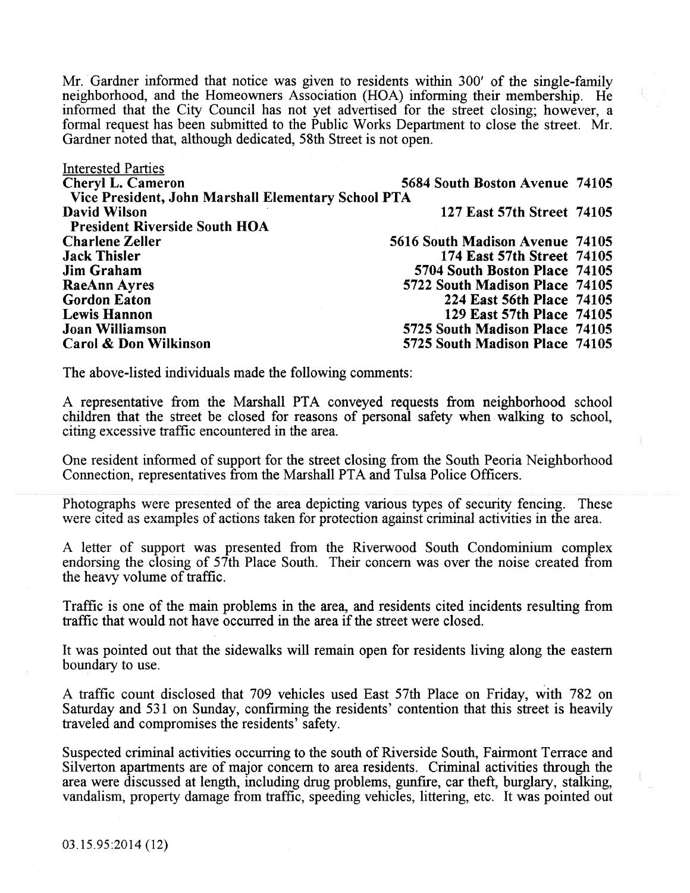Mr. Gardner informed that notice was given to residents within 300′ of the single-family neighborhood, and the Homeowners Association (HOA) informing their membership. He informed that the City Council has not yet advertised for the street closing; however, a formal request has been submitted to the Public Works Department to close the street. Mr. Gardner noted that, although dedicated, 58th Street is not open.

Interested Parties

| | |
|---|---|
| **Cheryl L. Cameron** | **5684 South Boston Avenue 74105** |
| **Vice President, John Marshall Elementary School PTA** | |
| **David Wilson** | **127 East 57th Street 74105** |
| **President Riverside South HOA** | |
| **Charlene Zeller** | **5616 South Madison Avenue 74105** |
| **Jack Thisler** | **174 East 57th Street 74105** |
| **Jim Graham** | **5704 South Boston Place 74105** |
| **RaeAnn Ayres** | **5722 South Madison Place 74105** |
| **Gordon Eaton** | **224 East 56th Place 74105** |
| **Lewis Hannon** | **129 East 57th Place 74105** |
| **Joan Williamson** | **5725 South Madison Place 74105** |
| **Carol & Don Wilkinson** | **5725 South Madison Place 74105** |

The above-listed individuals made the following comments:

A representative from the Marshall PTA conveyed requests from neighborhood school children that the street be closed for reasons of personal safety when walking to school, citing excessive traffic encountered in the area.

One resident informed of support for the street closing from the South Peoria Neighborhood Connection, representatives from the Marshall PTA and Tulsa Police Officers.

Photographs were presented of the area depicting various types of security fencing. These were cited as examples of actions taken for protection against criminal activities in the area.

A letter of support was presented from the Riverwood South Condominium complex endorsing the closing of 57th Place South. Their concern was over the noise created from the heavy volume of traffic.

Traffic is one of the main problems in the area, and residents cited incidents resulting from traffic that would not have occurred in the area if the street were closed.

It was pointed out that the sidewalks will remain open for residents living along the eastern boundary to use.

A traffic count disclosed that 709 vehicles used East 57th Place on Friday, with 782 on Saturday and 531 on Sunday, confirming the residents' contention that this street is heavily traveled and compromises the residents' safety.

Suspected criminal activities occurring to the south of Riverside South, Fairmont Terrace and Silverton apartments are of major concern to area residents. Criminal activities through the area were discussed at length, including drug problems, gunfire, car theft, burglary, stalking, vandalism, property damage from traffic, speeding vehicles, littering, etc. It was pointed out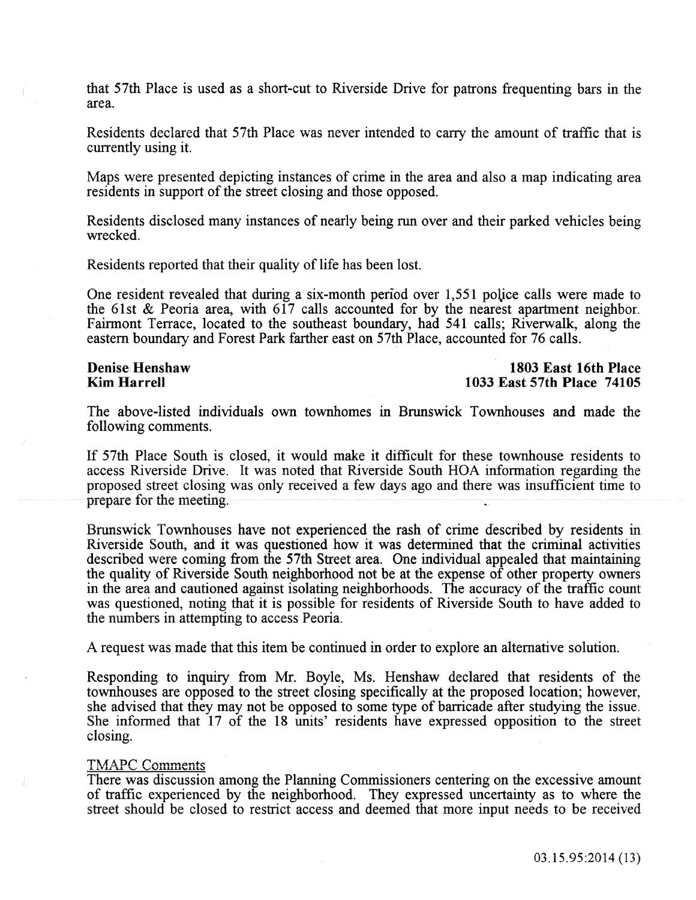that 57th Place is used as a short-cut to Riverside Drive for patrons frequenting bars in the area.

Residents declared that 57th Place was never intended to carry the amount of traffic that is currently using it.

Maps were presented depicting instances of crime in the area and also a map indicating area residents in support of the street closing and those opposed.

Residents disclosed many instances of nearly being run over and their parked vehicles being wrecked.

Residents reported that their quality of life has been lost.

One resident revealed that during a six-month period over 1,551 police calls were made to the 61st & Peoria area, with 617 calls accounted for by the nearest apartment neighbor. Fairmont Terrace, located to the southeast boundary, had 541 calls; Riverwalk, along the eastern boundary and Forest Park farther east on 57th Place, accounted for 76 calls.

**Denise Henshaw** — **1803 East 16th Place**
**Kim Harrell** — **1033 East 57th Place 74105**

The above-listed individuals own townhomes in Brunswick Townhouses and made the following comments.

If 57th Place South is closed, it would make it difficult for these townhouse residents to access Riverside Drive. It was noted that Riverside South HOA information regarding the proposed street closing was only received a few days ago and there was insufficient time to prepare for the meeting.

Brunswick Townhouses have not experienced the rash of crime described by residents in Riverside South, and it was questioned how it was determined that the criminal activities described were coming from the 57th Street area. One individual appealed that maintaining the quality of Riverside South neighborhood not be at the expense of other property owners in the area and cautioned against isolating neighborhoods. The accuracy of the traffic count was questioned, noting that it is possible for residents of Riverside South to have added to the numbers in attempting to access Peoria.

A request was made that this item be continued in order to explore an alternative solution.

Responding to inquiry from Mr. Boyle, Ms. Henshaw declared that residents of the townhouses are opposed to the street closing specifically at the proposed location; however, she advised that they may not be opposed to some type of barricade after studying the issue. She informed that 17 of the 18 units' residents have expressed opposition to the street closing.

TMAPC Comments

There was discussion among the Planning Commissioners centering on the excessive amount of traffic experienced by the neighborhood. They expressed uncertainty as to where the street should be closed to restrict access and deemed that more input needs to be received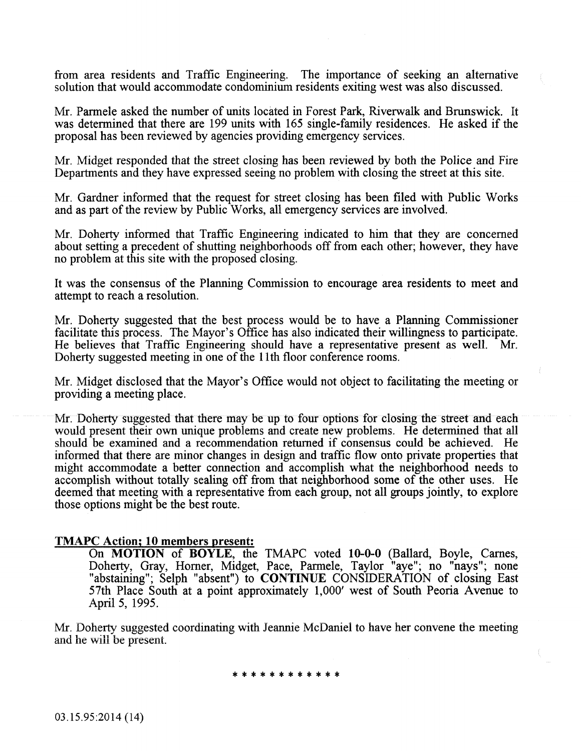from area residents and Traffic Engineering. The importance of seeking an alternative solution that would accommodate condominium residents exiting west was also discussed.

Mr. Parmele asked the number of units located in Forest Park, Riverwalk and Brunswick. It was determined that there are 199 units with 165 single-family residences. He asked if the proposal has been reviewed by agencies providing emergency services.

Mr. Midget responded that the street closing has been reviewed by both the Police and Fire Departments and they have expressed seeing no problem with closing the street at this site.

Mr. Gardner informed that the request for street closing has been filed with Public Works and as part of the review by Public Works, all emergency services are involved.

Mr. Doherty informed that Traffic Engineering indicated to him that they are concerned about setting a precedent of shutting neighborhoods off from each other; however, they have no problem at this site with the proposed closing.

It was the consensus of the Planning Commission to encourage area residents to meet and attempt to reach a resolution.

Mr. Doherty suggested that the best process would be to have a Planning Commissioner facilitate this process. The Mayor's Office has also indicated their willingness to participate. He believes that Traffic Engineering should have a representative present as well. Mr. Doherty suggested meeting in one of the 11th floor conference rooms.

Mr. Midget disclosed that the Mayor's Office would not object to facilitating the meeting or providing a meeting place.

Mr. Doherty suggested that there may be up to four options for closing the street and each would present their own unique problems and create new problems. He determined that all should be examined and a recommendation returned if consensus could be achieved. He informed that there are minor changes in design and traffic flow onto private properties that might accommodate a better connection and accomplish what the neighborhood needs to accomplish without totally sealing off from that neighborhood some of the other uses. He deemed that meeting with a representative from each group, not all groups jointly, to explore those options might be the best route.

**TMAPC Action; 10 members present:**

On **MOTION** of **BOYLE**, the TMAPC voted **10-0-0** (Ballard, Boyle, Carnes, Doherty, Gray, Horner, Midget, Pace, Parmele, Taylor "aye"; no "nays"; none "abstaining"; Selph "absent") to **CONTINUE** CONSIDERATION of closing East 57th Place South at a point approximately 1,000' west of South Peoria Avenue to April 5, 1995.

Mr. Doherty suggested coordinating with Jeannie McDaniel to have her convene the meeting and he will be present.

\* \* \* \* \* \* \* \* \* \* \* \*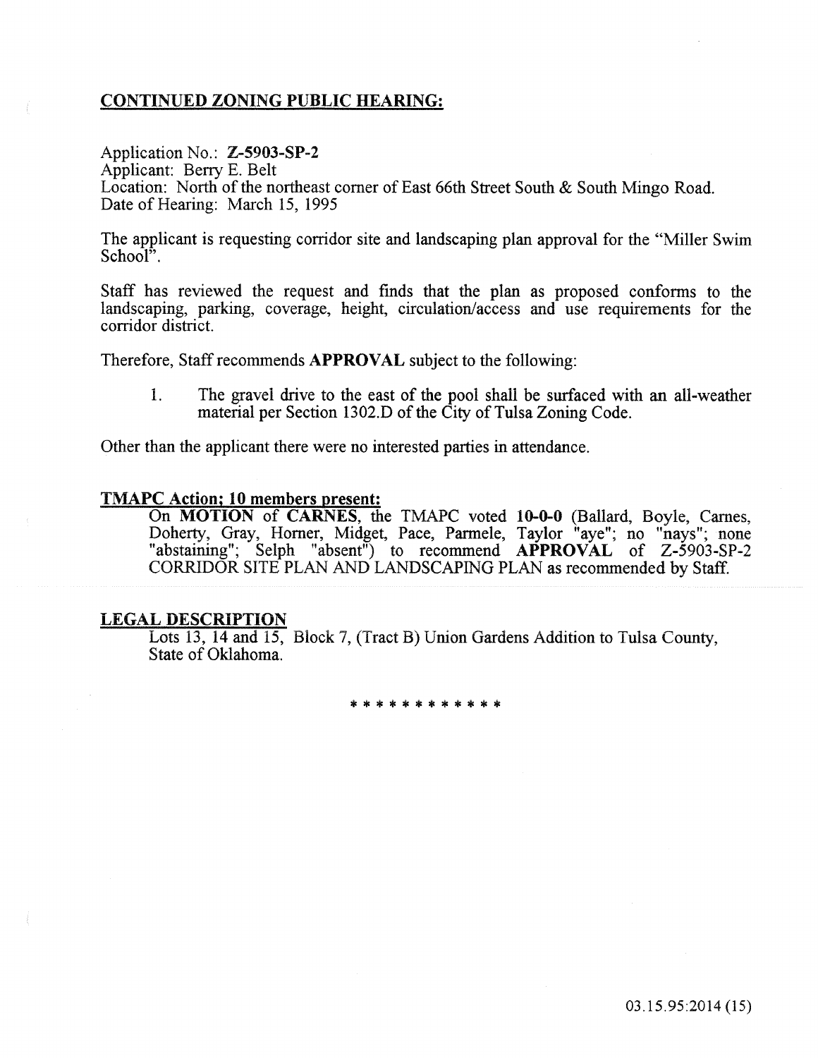## CONTINUED ZONING PUBLIC HEARING:

Application No.: **Z-5903-SP-2**
Applicant: Berry E. Belt
Location: North of the northeast corner of East 66th Street South & South Mingo Road.
Date of Hearing: March 15, 1995

The applicant is requesting corridor site and landscaping plan approval for the "Miller Swim School".

Staff has reviewed the request and finds that the plan as proposed conforms to the landscaping, parking, coverage, height, circulation/access and use requirements for the corridor district.

Therefore, Staff recommends **APPROVAL** subject to the following:

1. The gravel drive to the east of the pool shall be surfaced with an all-weather material per Section 1302.D of the City of Tulsa Zoning Code.

Other than the applicant there were no interested parties in attendance.

### TMAPC Action; 10 members present:

On **MOTION** of **CARNES**, the TMAPC voted **10-0-0** (Ballard, Boyle, Carnes, Doherty, Gray, Horner, Midget, Pace, Parmele, Taylor "aye"; no "nays"; none "abstaining"; Selph "absent") to recommend **APPROVAL** of Z-5903-SP-2 CORRIDOR SITE PLAN AND LANDSCAPING PLAN as recommended by Staff.

### LEGAL DESCRIPTION

Lots 13, 14 and 15, Block 7, (Tract B) Union Gardens Addition to Tulsa County, State of Oklahoma.

\* \* \* \* \* \* \* \* \* \* \* \*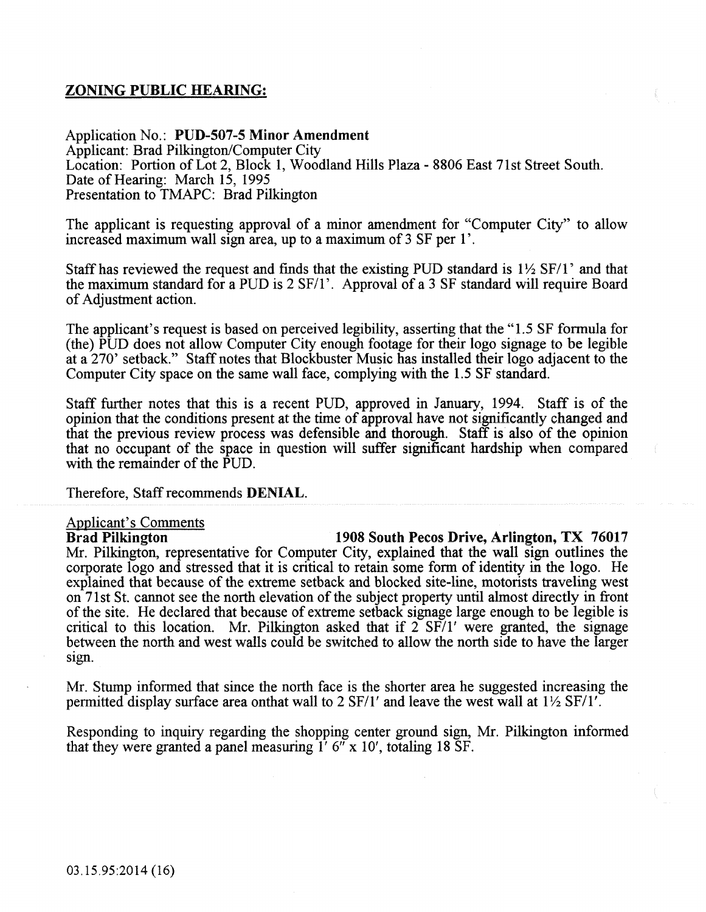## ZONING PUBLIC HEARING:

Application No.: **PUD-507-5 Minor Amendment**
Applicant: Brad Pilkington/Computer City
Location: Portion of Lot 2, Block 1, Woodland Hills Plaza - 8806 East 71st Street South.
Date of Hearing: March 15, 1995
Presentation to TMAPC: Brad Pilkington

The applicant is requesting approval of a minor amendment for "Computer City" to allow increased maximum wall sign area, up to a maximum of 3 SF per 1'.

Staff has reviewed the request and finds that the existing PUD standard is 1½ SF/1' and that the maximum standard for a PUD is 2 SF/1'. Approval of a 3 SF standard will require Board of Adjustment action.

The applicant's request is based on perceived legibility, asserting that the "1.5 SF formula for (the) PUD does not allow Computer City enough footage for their logo signage to be legible at a 270' setback." Staff notes that Blockbuster Music has installed their logo adjacent to the Computer City space on the same wall face, complying with the 1.5 SF standard.

Staff further notes that this is a recent PUD, approved in January, 1994. Staff is of the opinion that the conditions present at the time of approval have not significantly changed and that the previous review process was defensible and thorough. Staff is also of the opinion that no occupant of the space in question will suffer significant hardship when compared with the remainder of the PUD.

Therefore, Staff recommends **DENIAL**.

Applicant's Comments

**Brad Pilkington** **1908 South Pecos Drive, Arlington, TX 76017**

Mr. Pilkington, representative for Computer City, explained that the wall sign outlines the corporate logo and stressed that it is critical to retain some form of identity in the logo. He explained that because of the extreme setback and blocked site-line, motorists traveling west on 71st St. cannot see the north elevation of the subject property until almost directly in front of the site. He declared that because of extreme setback signage large enough to be legible is critical to this location. Mr. Pilkington asked that if 2 SF/1' were granted, the signage between the north and west walls could be switched to allow the north side to have the larger sign.

Mr. Stump informed that since the north face is the shorter area he suggested increasing the permitted display surface area onthat wall to 2 SF/1' and leave the west wall at 1½ SF/1'.

Responding to inquiry regarding the shopping center ground sign, Mr. Pilkington informed that they were granted a panel measuring 1' 6" x 10', totaling 18 SF.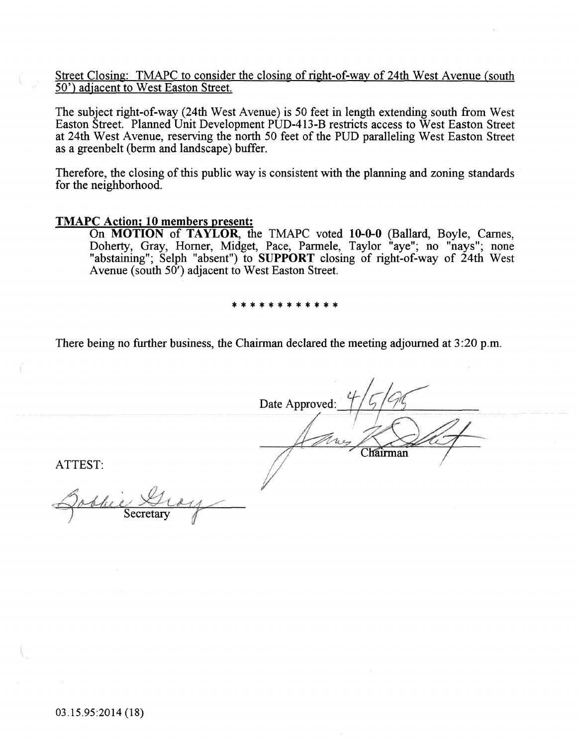Street Closing: TMAPC to consider the closing of right-of-way of 24th West Avenue (south 50') adjacent to West Easton Street.

The subject right-of-way (24th West Avenue) is 50 feet in length extending south from West Easton Street. Planned Unit Development PUD-413-B restricts access to West Easton Street at 24th West Avenue, reserving the north 50 feet of the PUD paralleling West Easton Street as a greenbelt (berm and landscape) buffer.

Therefore, the closing of this public way is consistent with the planning and zoning standards for the neighborhood.

**TMAPC Action; 10 members present:**

On **MOTION** of **TAYLOR**, the TMAPC voted **10-0-0** (Ballard, Boyle, Carnes, Doherty, Gray, Horner, Midget, Pace, Parmele, Taylor "aye"; no "nays"; none "abstaining"; Selph "absent") to **SUPPORT** closing of right-of-way of 24th West Avenue (south 50') adjacent to West Easton Street.

\* \* \* \* \* \* \* \* \* \* \* \*

There being no further business, the Chairman declared the meeting adjourned at 3:20 p.m.

Date Approved: 4/5/95

Chairman

ATTEST:

Secretary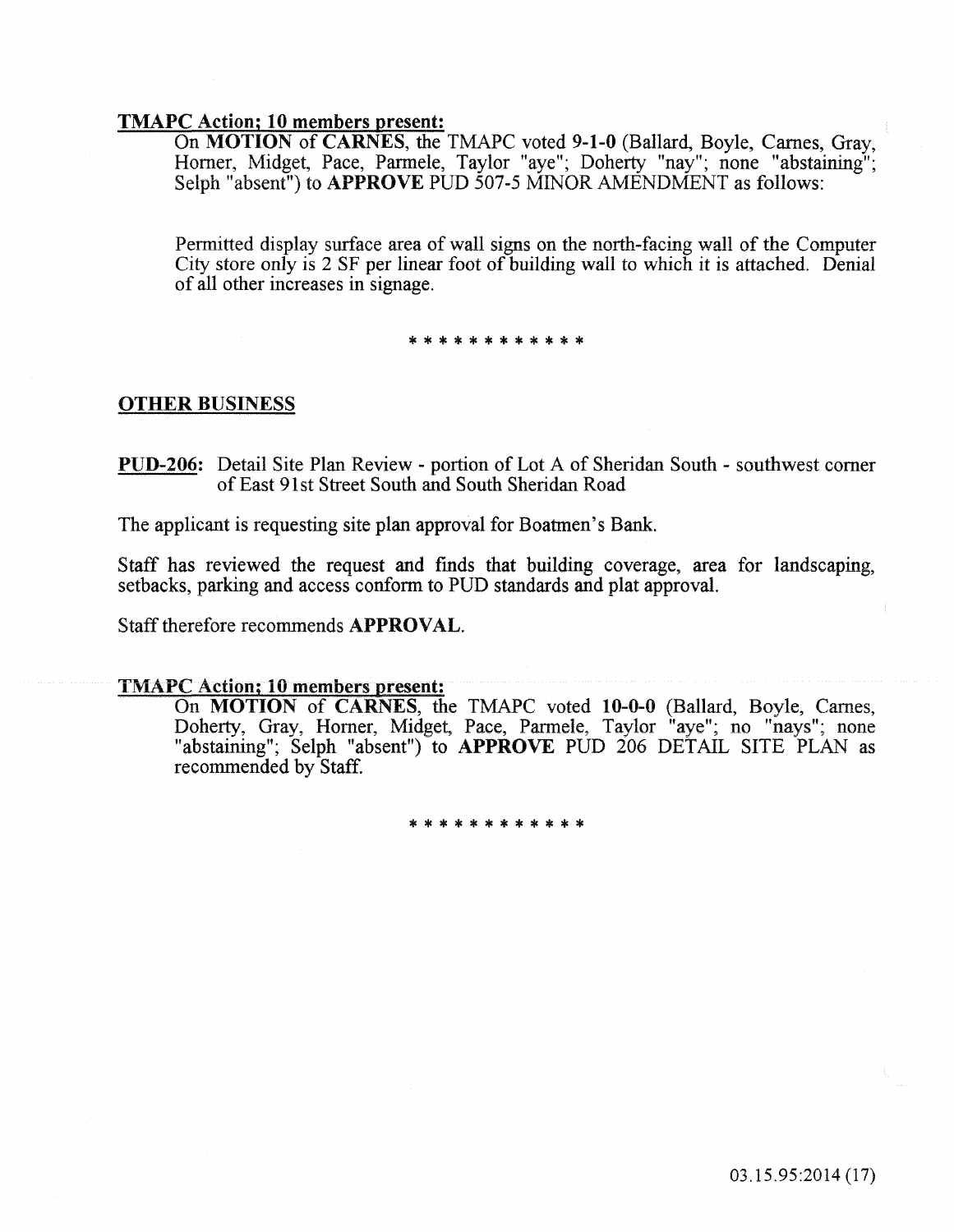**TMAPC Action; 10 members present:**

On **MOTION** of **CARNES**, the TMAPC voted **9-1-0** (Ballard, Boyle, Carnes, Gray, Horner, Midget, Pace, Parmele, Taylor "aye"; Doherty "nay"; none "abstaining"; Selph "absent") to **APPROVE** PUD 507-5 MINOR AMENDMENT as follows:

Permitted display surface area of wall signs on the north-facing wall of the Computer City store only is 2 SF per linear foot of building wall to which it is attached. Denial of all other increases in signage.

\* \* \* \* \* \* \* \* \* \* \* \*

## OTHER BUSINESS

**PUD-206:** Detail Site Plan Review - portion of Lot A of Sheridan South - southwest corner of East 91st Street South and South Sheridan Road

The applicant is requesting site plan approval for Boatmen's Bank.

Staff has reviewed the request and finds that building coverage, area for landscaping, setbacks, parking and access conform to PUD standards and plat approval.

Staff therefore recommends **APPROVAL**.

**TMAPC Action; 10 members present:**

On **MOTION** of **CARNES**, the TMAPC voted **10-0-0** (Ballard, Boyle, Carnes, Doherty, Gray, Horner, Midget, Pace, Parmele, Taylor "aye"; no "nays"; none "abstaining"; Selph "absent") to **APPROVE** PUD 206 DETAIL SITE PLAN as recommended by Staff.

\* \* \* \* \* \* \* \* \* \* \* \*

03.15.95:2014 (17)